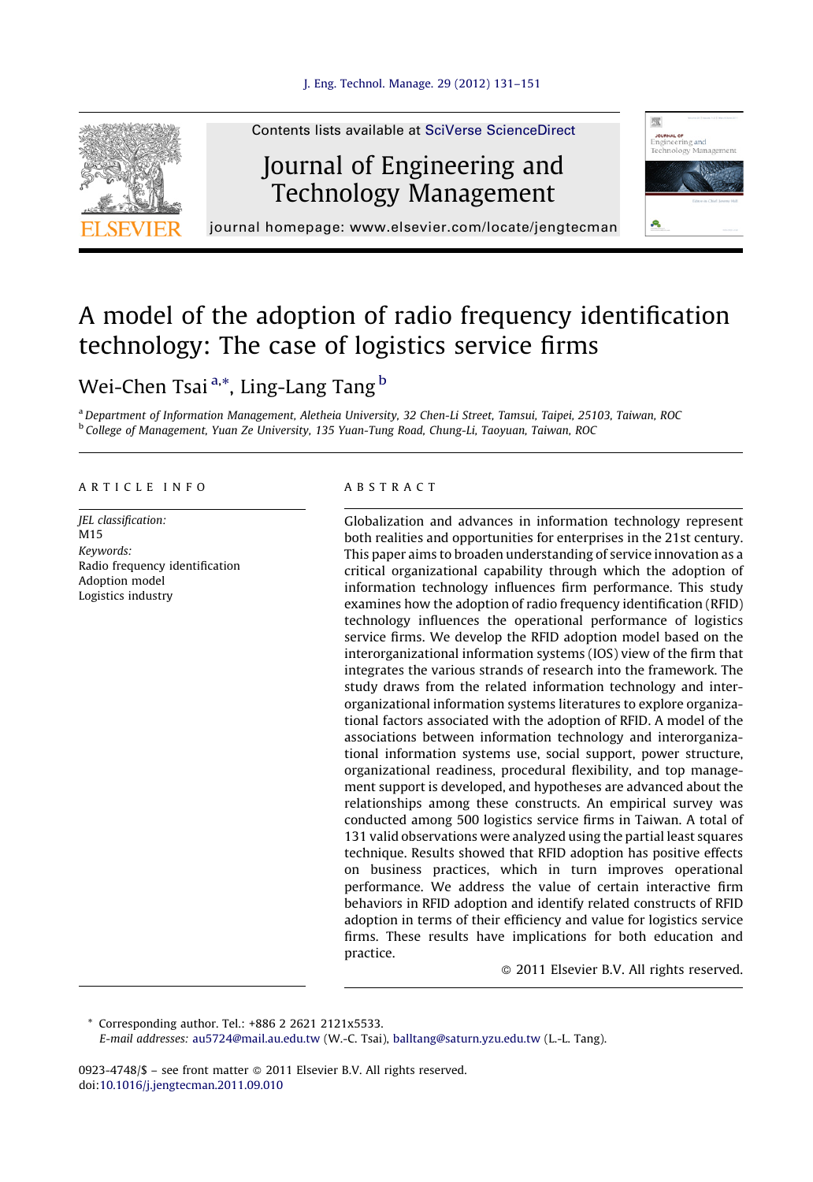# A model of the adoption of radio frequency identification technology: The case of logistics service firms

Wei-Chen Tsai [a,*], Ling-Lang Tang [b]

[a] Department of Information Management, Aletheia University, 32 Chen-Li Street, Tamsui, Taipei, 25103, Taiwan, ROC
[b] College of Management, Yuan Ze University, 135 Yuan-Tung Road, Chung-Li, Taoyuan, Taiwan, ROC

## ARTICLE INFO

*JEL classification:*
M15

*Keywords:*
Radio frequency identification
Adoption model
Logistics industry

## ABSTRACT

Globalization and advances in information technology represent both realities and opportunities for enterprises in the 21st century. This paper aims to broaden understanding of service innovation as a critical organizational capability through which the adoption of information technology influences firm performance. This study examines how the adoption of radio frequency identification (RFID) technology influences the operational performance of logistics service firms. We develop the RFID adoption model based on the interorganizational information systems (IOS) view of the firm that integrates the various strands of research into the framework. The study draws from the related information technology and interorganizational information systems literatures to explore organizational factors associated with the adoption of RFID. A model of the associations between information technology and interorganizational information systems use, social support, power structure, organizational readiness, procedural flexibility, and top management support is developed, and hypotheses are advanced about the relationships among these constructs. An empirical survey was conducted among 500 logistics service firms in Taiwan. A total of 131 valid observations were analyzed using the partial least squares technique. Results showed that RFID adoption has positive effects on business practices, which in turn improves operational performance. We address the value of certain interactive firm behaviors in RFID adoption and identify related constructs of RFID adoption in terms of their efficiency and value for logistics service firms. These results have implications for both education and practice.

© 2011 Elsevier B.V. All rights reserved.

---

\* Corresponding author. Tel.: +886 2 2621 2121x5533.
*E-mail addresses:* au5724@mail.au.edu.tw (W.-C. Tsai), balltang@saturn.yzu.edu.tw (L.-L. Tang).

0923-4748/$ – see front matter © 2011 Elsevier B.V. All rights reserved.
doi:10.1016/j.jengtecman.2011.09.010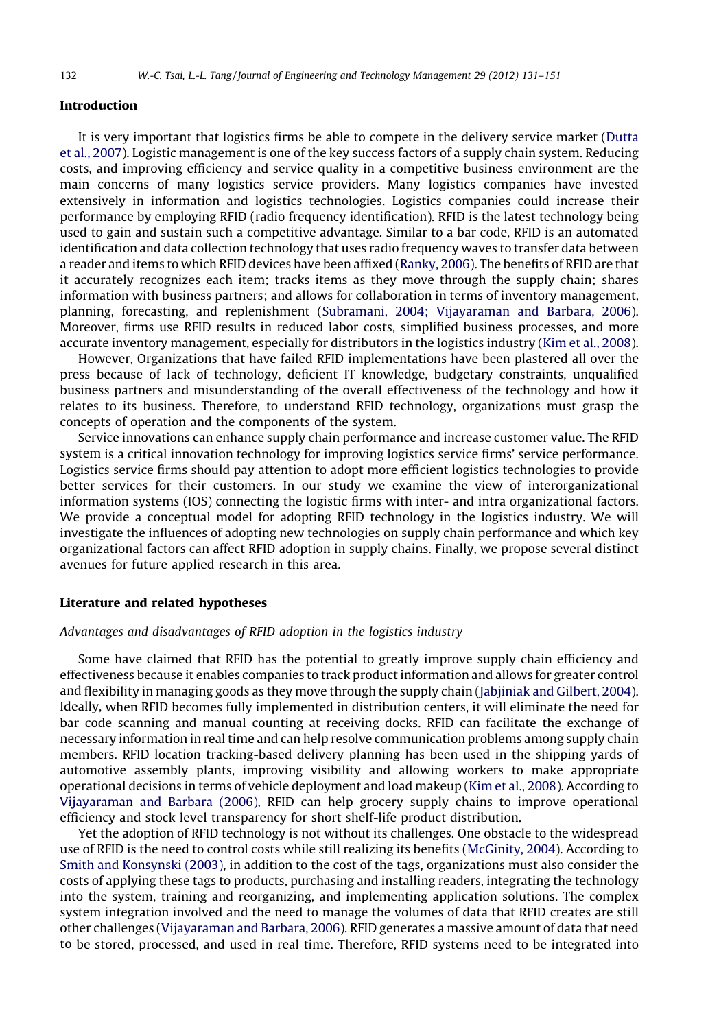## Introduction

It is very important that logistics firms be able to compete in the delivery service market (Dutta et al., 2007). Logistic management is one of the key success factors of a supply chain system. Reducing costs, and improving efficiency and service quality in a competitive business environment are the main concerns of many logistics service providers. Many logistics companies have invested extensively in information and logistics technologies. Logistics companies could increase their performance by employing RFID (radio frequency identification). RFID is the latest technology being used to gain and sustain such a competitive advantage. Similar to a bar code, RFID is an automated identification and data collection technology that uses radio frequency waves to transfer data between a reader and items to which RFID devices have been affixed (Ranky, 2006). The benefits of RFID are that it accurately recognizes each item; tracks items as they move through the supply chain; shares information with business partners; and allows for collaboration in terms of inventory management, planning, forecasting, and replenishment (Subramani, 2004; Vijayaraman and Barbara, 2006). Moreover, firms use RFID results in reduced labor costs, simplified business processes, and more accurate inventory management, especially for distributors in the logistics industry (Kim et al., 2008).

However, Organizations that have failed RFID implementations have been plastered all over the press because of lack of technology, deficient IT knowledge, budgetary constraints, unqualified business partners and misunderstanding of the overall effectiveness of the technology and how it relates to its business. Therefore, to understand RFID technology, organizations must grasp the concepts of operation and the components of the system.

Service innovations can enhance supply chain performance and increase customer value. The RFID system is a critical innovation technology for improving logistics service firms' service performance. Logistics service firms should pay attention to adopt more efficient logistics technologies to provide better services for their customers. In our study we examine the view of interorganizational information systems (IOS) connecting the logistic firms with inter- and intra organizational factors. We provide a conceptual model for adopting RFID technology in the logistics industry. We will investigate the influences of adopting new technologies on supply chain performance and which key organizational factors can affect RFID adoption in supply chains. Finally, we propose several distinct avenues for future applied research in this area.

## Literature and related hypotheses

### *Advantages and disadvantages of RFID adoption in the logistics industry*

Some have claimed that RFID has the potential to greatly improve supply chain efficiency and effectiveness because it enables companies to track product information and allows for greater control and flexibility in managing goods as they move through the supply chain (Jabjiniak and Gilbert, 2004). Ideally, when RFID becomes fully implemented in distribution centers, it will eliminate the need for bar code scanning and manual counting at receiving docks. RFID can facilitate the exchange of necessary information in real time and can help resolve communication problems among supply chain members. RFID location tracking-based delivery planning has been used in the shipping yards of automotive assembly plants, improving visibility and allowing workers to make appropriate operational decisions in terms of vehicle deployment and load makeup (Kim et al., 2008). According to Vijayaraman and Barbara (2006), RFID can help grocery supply chains to improve operational efficiency and stock level transparency for short shelf-life product distribution.

Yet the adoption of RFID technology is not without its challenges. One obstacle to the widespread use of RFID is the need to control costs while still realizing its benefits (McGinity, 2004). According to Smith and Konsynski (2003), in addition to the cost of the tags, organizations must also consider the costs of applying these tags to products, purchasing and installing readers, integrating the technology into the system, training and reorganizing, and implementing application solutions. The complex system integration involved and the need to manage the volumes of data that RFID creates are still other challenges (Vijayaraman and Barbara, 2006). RFID generates a massive amount of data that need to be stored, processed, and used in real time. Therefore, RFID systems need to be integrated into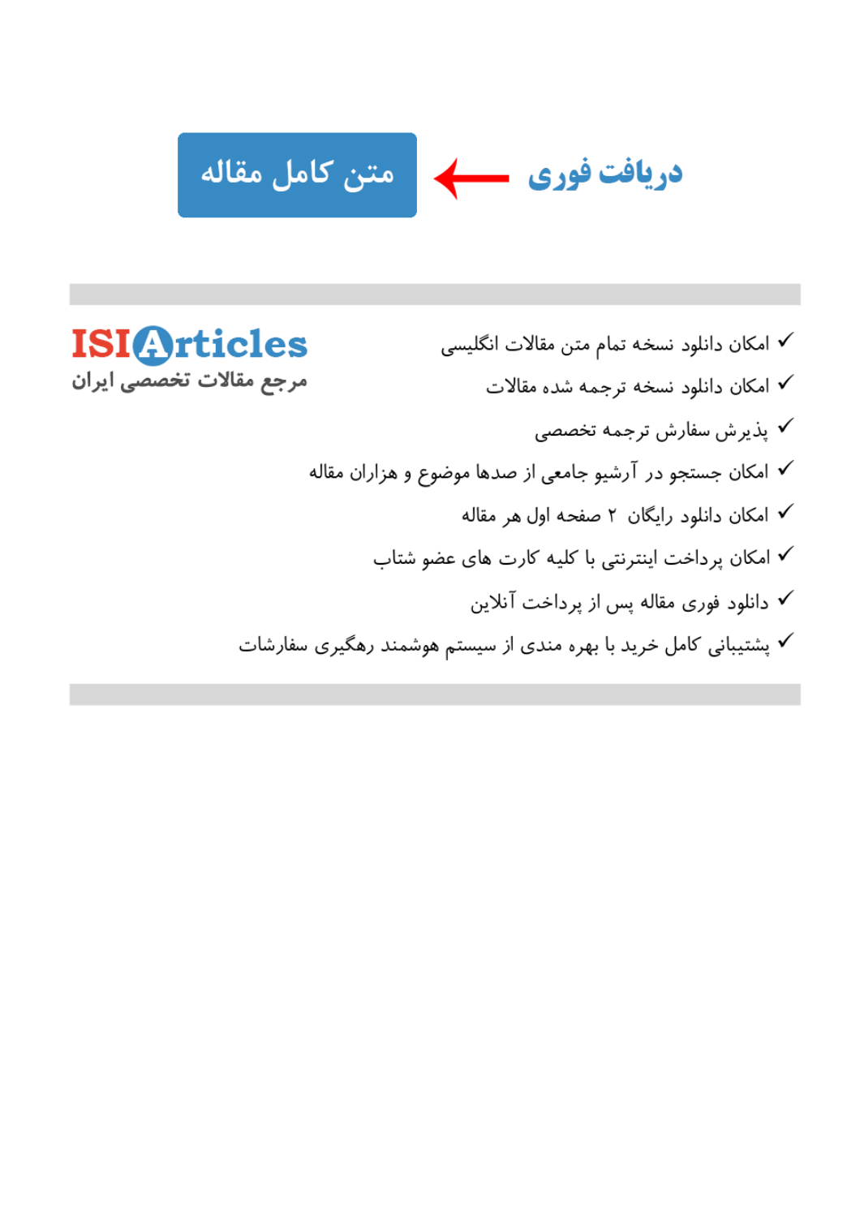دریافت فوری ← متن کامل مقاله

**ISIArticles**
مرجع مقالات تخصصی ایران

- ✓ امکان دانلود نسخه تمام متن مقالات انگلیسی
- ✓ امکان دانلود نسخه ترجمه شده مقالات
- ✓ پذیرش سفارش ترجمه تخصصی
- ✓ امکان جستجو در آرشیو جامعی از صدها موضوع و هزاران مقاله
- ✓ امکان دانلود رایگان ۲ صفحه اول هر مقاله
- ✓ امکان پرداخت اینترنتی با کلیه کارت های عضو شتاب
- ✓ دانلود فوری مقاله پس از پرداخت آنلاین
- ✓ پشتیبانی کامل خرید با بهره مندی از سیستم هوشمند رهگیری سفارشات